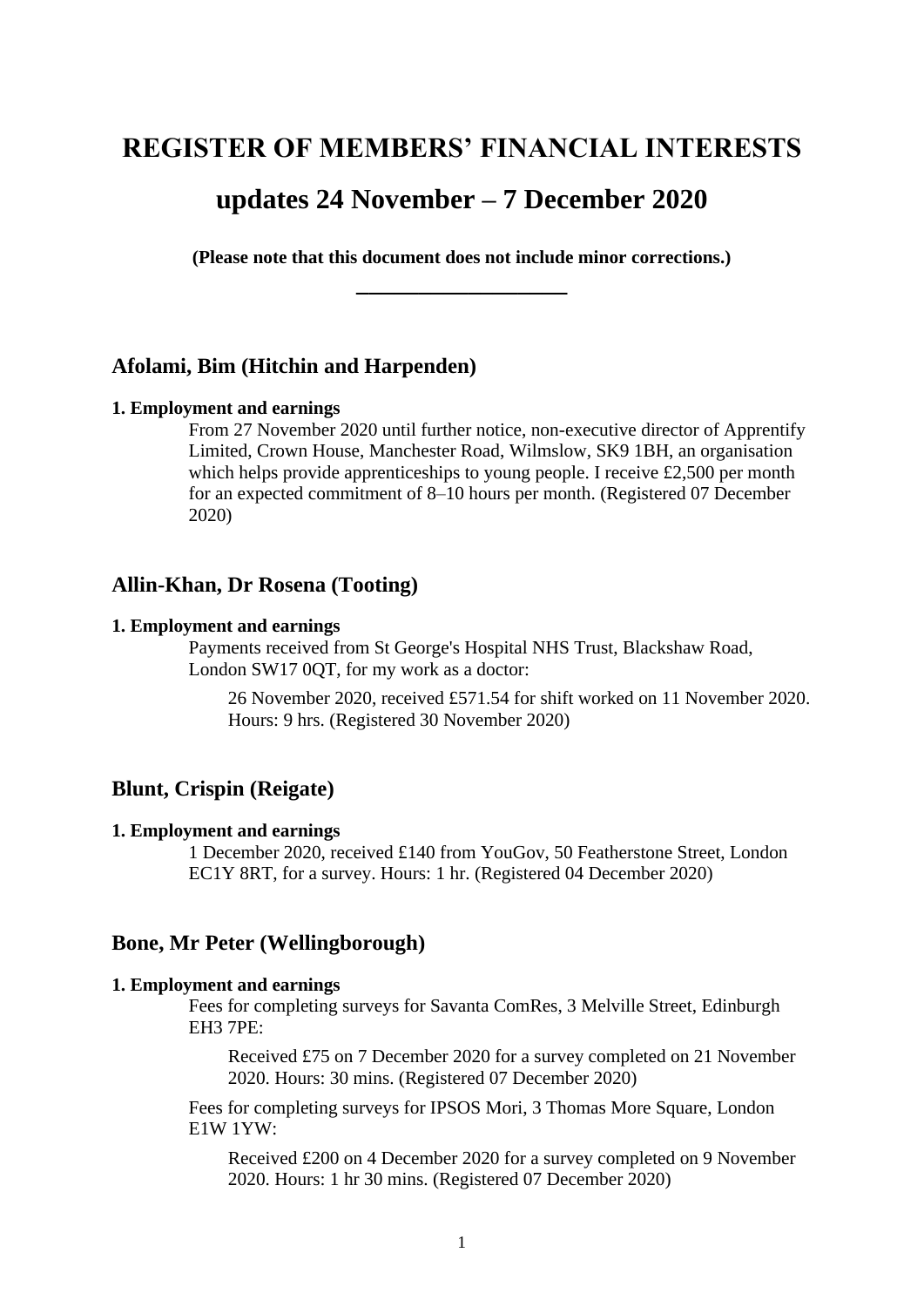# REGISTER OF MEMBERS' FINANCIAL INTERESTS

# updates 24 November – 7 December 2020

**(Please note that this document does not include minor corrections.)**

---

## Afolami, Bim (Hitchin and Harpenden)

**1. Employment and earnings**

From 27 November 2020 until further notice, non-executive director of Apprentify Limited, Crown House, Manchester Road, Wilmslow, SK9 1BH, an organisation which helps provide apprenticeships to young people. I receive £2,500 per month for an expected commitment of 8–10 hours per month. (Registered 07 December 2020)

## Allin-Khan, Dr Rosena (Tooting)

**1. Employment and earnings**

Payments received from St George's Hospital NHS Trust, Blackshaw Road, London SW17 0QT, for my work as a doctor:

> 26 November 2020, received £571.54 for shift worked on 11 November 2020. Hours: 9 hrs. (Registered 30 November 2020)

## Blunt, Crispin (Reigate)

**1. Employment and earnings**

1 December 2020, received £140 from YouGov, 50 Featherstone Street, London EC1Y 8RT, for a survey. Hours: 1 hr. (Registered 04 December 2020)

## Bone, Mr Peter (Wellingborough)

**1. Employment and earnings**

Fees for completing surveys for Savanta ComRes, 3 Melville Street, Edinburgh EH3 7PE:

> Received £75 on 7 December 2020 for a survey completed on 21 November 2020. Hours: 30 mins. (Registered 07 December 2020)

Fees for completing surveys for IPSOS Mori, 3 Thomas More Square, London E1W 1YW:

> Received £200 on 4 December 2020 for a survey completed on 9 November 2020. Hours: 1 hr 30 mins. (Registered 07 December 2020)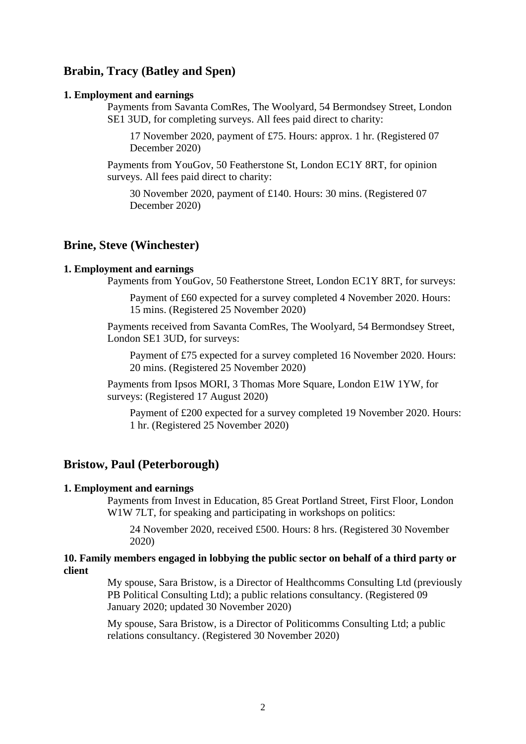## Brabin, Tracy (Batley and Spen)

**1. Employment and earnings**

Payments from Savanta ComRes, The Woolyard, 54 Bermondsey Street, London SE1 3UD, for completing surveys. All fees paid direct to charity:

> 17 November 2020, payment of £75. Hours: approx. 1 hr. (Registered 07 December 2020)

Payments from YouGov, 50 Featherstone St, London EC1Y 8RT, for opinion surveys. All fees paid direct to charity:

> 30 November 2020, payment of £140. Hours: 30 mins. (Registered 07 December 2020)

## Brine, Steve (Winchester)

**1. Employment and earnings**

Payments from YouGov, 50 Featherstone Street, London EC1Y 8RT, for surveys:

> Payment of £60 expected for a survey completed 4 November 2020. Hours: 15 mins. (Registered 25 November 2020)

Payments received from Savanta ComRes, The Woolyard, 54 Bermondsey Street, London SE1 3UD, for surveys:

> Payment of £75 expected for a survey completed 16 November 2020. Hours: 20 mins. (Registered 25 November 2020)

Payments from Ipsos MORI, 3 Thomas More Square, London E1W 1YW, for surveys: (Registered 17 August 2020)

> Payment of £200 expected for a survey completed 19 November 2020. Hours: 1 hr. (Registered 25 November 2020)

## Bristow, Paul (Peterborough)

**1. Employment and earnings**

Payments from Invest in Education, 85 Great Portland Street, First Floor, London W1W 7LT, for speaking and participating in workshops on politics:

> 24 November 2020, received £500. Hours: 8 hrs. (Registered 30 November 2020)

**10. Family members engaged in lobbying the public sector on behalf of a third party or client**

My spouse, Sara Bristow, is a Director of Healthcomms Consulting Ltd (previously PB Political Consulting Ltd); a public relations consultancy. (Registered 09 January 2020; updated 30 November 2020)

My spouse, Sara Bristow, is a Director of Politicomms Consulting Ltd; a public relations consultancy. (Registered 30 November 2020)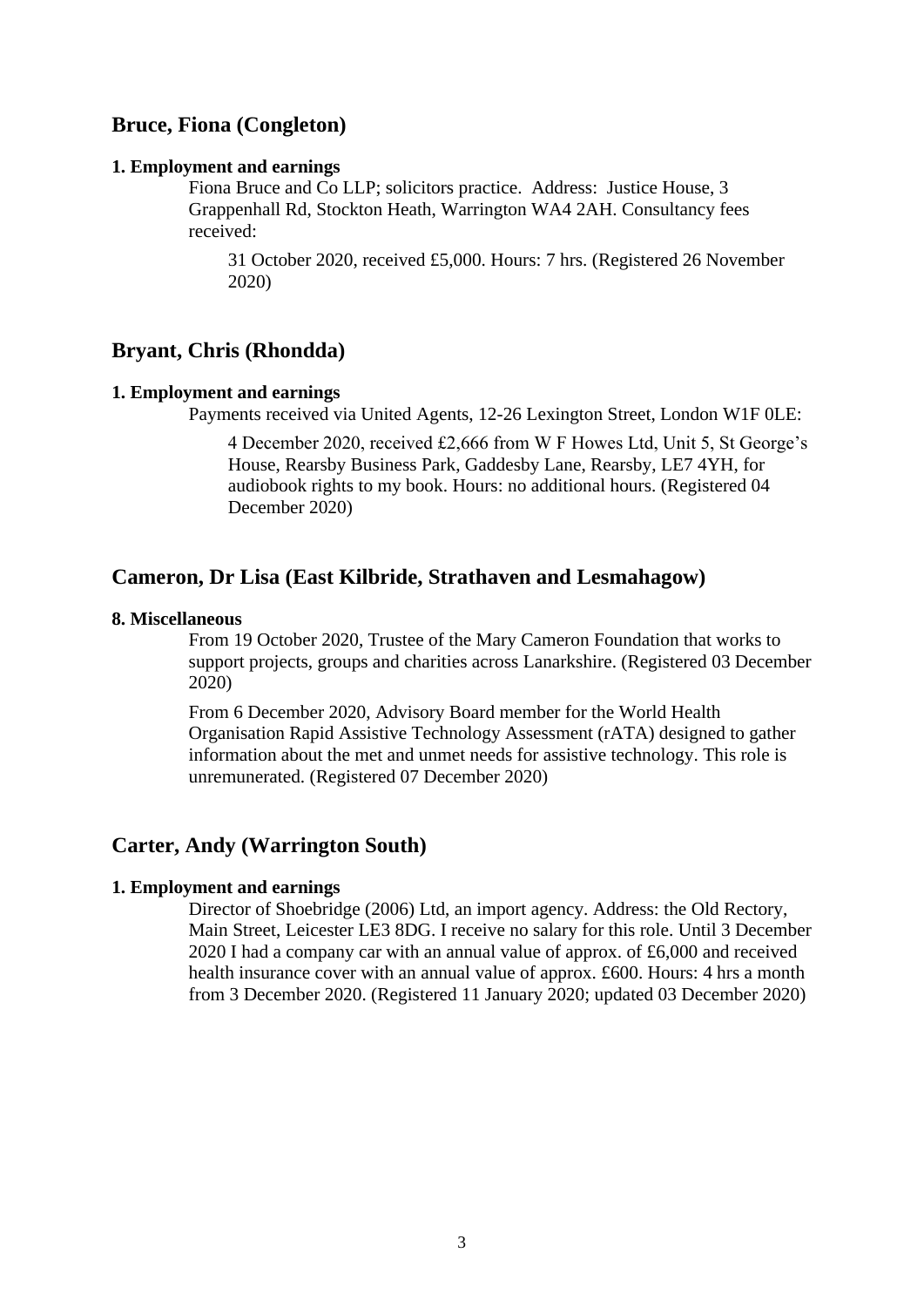## Bruce, Fiona (Congleton)

**1. Employment and earnings**

Fiona Bruce and Co LLP; solicitors practice. Address: Justice House, 3 Grappenhall Rd, Stockton Heath, Warrington WA4 2AH. Consultancy fees received:

31 October 2020, received £5,000. Hours: 7 hrs. (Registered 26 November 2020)

## Bryant, Chris (Rhondda)

**1. Employment and earnings**

Payments received via United Agents, 12-26 Lexington Street, London W1F 0LE:

4 December 2020, received £2,666 from W F Howes Ltd, Unit 5, St George's House, Rearsby Business Park, Gaddesby Lane, Rearsby, LE7 4YH, for audiobook rights to my book. Hours: no additional hours. (Registered 04 December 2020)

## Cameron, Dr Lisa (East Kilbride, Strathaven and Lesmahagow)

**8. Miscellaneous**

From 19 October 2020, Trustee of the Mary Cameron Foundation that works to support projects, groups and charities across Lanarkshire. (Registered 03 December 2020)

From 6 December 2020, Advisory Board member for the World Health Organisation Rapid Assistive Technology Assessment (rATA) designed to gather information about the met and unmet needs for assistive technology. This role is unremunerated. (Registered 07 December 2020)

## Carter, Andy (Warrington South)

**1. Employment and earnings**

Director of Shoebridge (2006) Ltd, an import agency. Address: the Old Rectory, Main Street, Leicester LE3 8DG. I receive no salary for this role. Until 3 December 2020 I had a company car with an annual value of approx. of £6,000 and received health insurance cover with an annual value of approx. £600. Hours: 4 hrs a month from 3 December 2020. (Registered 11 January 2020; updated 03 December 2020)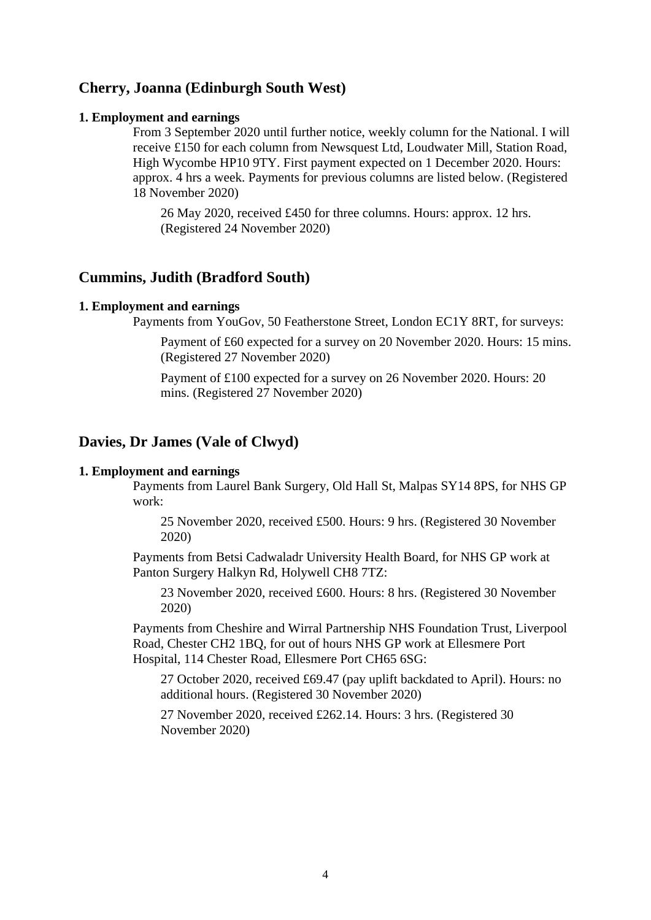## Cherry, Joanna (Edinburgh South West)

**1. Employment and earnings**

From 3 September 2020 until further notice, weekly column for the National. I will receive £150 for each column from Newsquest Ltd, Loudwater Mill, Station Road, High Wycombe HP10 9TY. First payment expected on 1 December 2020. Hours: approx. 4 hrs a week. Payments for previous columns are listed below. (Registered 18 November 2020)

> 26 May 2020, received £450 for three columns. Hours: approx. 12 hrs. (Registered 24 November 2020)

## Cummins, Judith (Bradford South)

**1. Employment and earnings**

Payments from YouGov, 50 Featherstone Street, London EC1Y 8RT, for surveys:

> Payment of £60 expected for a survey on 20 November 2020. Hours: 15 mins. (Registered 27 November 2020)
>
> Payment of £100 expected for a survey on 26 November 2020. Hours: 20 mins. (Registered 27 November 2020)

## Davies, Dr James (Vale of Clwyd)

**1. Employment and earnings**

Payments from Laurel Bank Surgery, Old Hall St, Malpas SY14 8PS, for NHS GP work:

> 25 November 2020, received £500. Hours: 9 hrs. (Registered 30 November 2020)

Payments from Betsi Cadwaladr University Health Board, for NHS GP work at Panton Surgery Halkyn Rd, Holywell CH8 7TZ:

> 23 November 2020, received £600. Hours: 8 hrs. (Registered 30 November 2020)

Payments from Cheshire and Wirral Partnership NHS Foundation Trust, Liverpool Road, Chester CH2 1BQ, for out of hours NHS GP work at Ellesmere Port Hospital, 114 Chester Road, Ellesmere Port CH65 6SG:

> 27 October 2020, received £69.47 (pay uplift backdated to April). Hours: no additional hours. (Registered 30 November 2020)
>
> 27 November 2020, received £262.14. Hours: 3 hrs. (Registered 30 November 2020)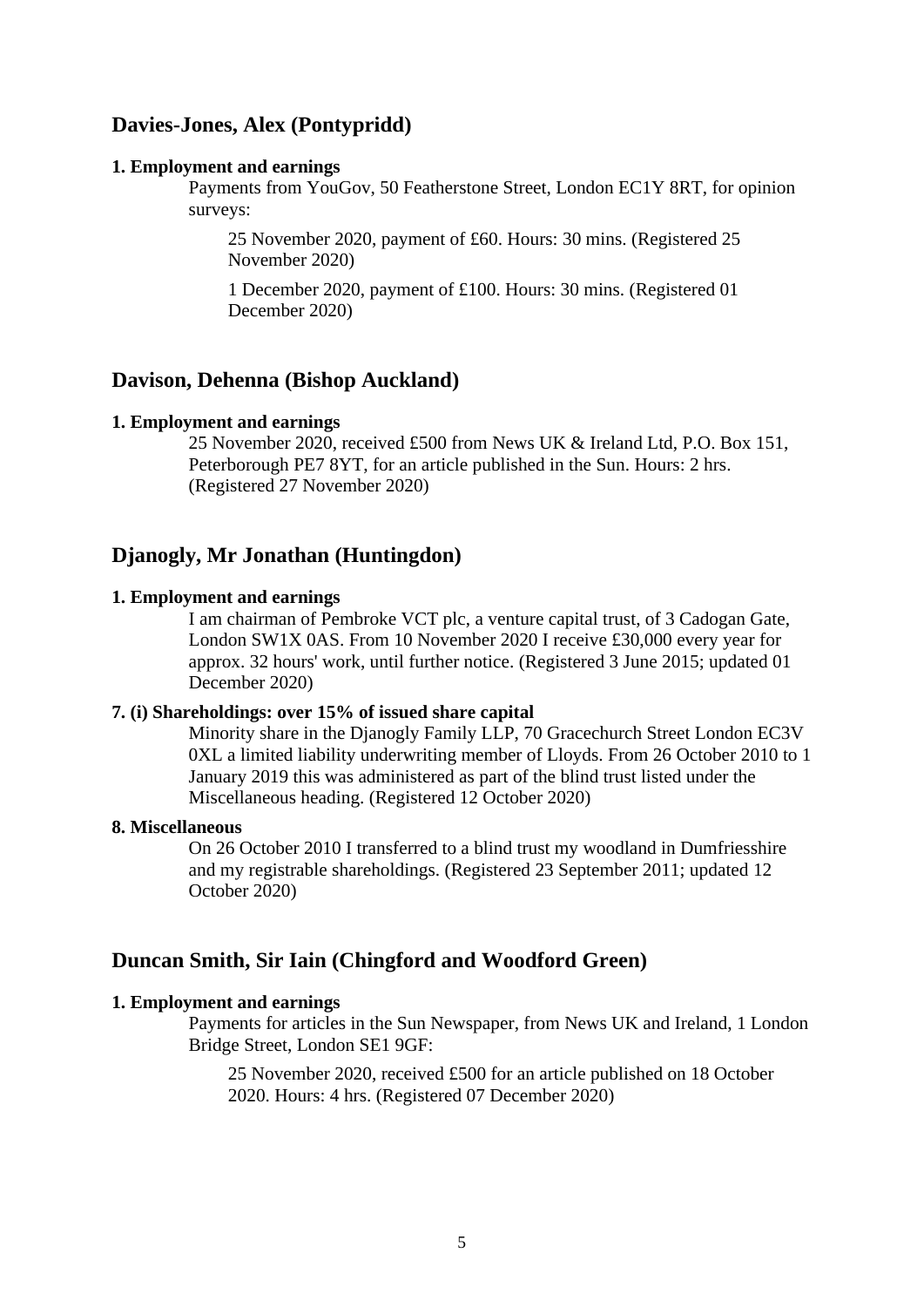## Davies-Jones, Alex (Pontypridd)

**1. Employment and earnings**

Payments from YouGov, 50 Featherstone Street, London EC1Y 8RT, for opinion surveys:

25 November 2020, payment of £60. Hours: 30 mins. (Registered 25 November 2020)

1 December 2020, payment of £100. Hours: 30 mins. (Registered 01 December 2020)

## Davison, Dehenna (Bishop Auckland)

**1. Employment and earnings**

25 November 2020, received £500 from News UK & Ireland Ltd, P.O. Box 151, Peterborough PE7 8YT, for an article published in the Sun. Hours: 2 hrs. (Registered 27 November 2020)

## Djanogly, Mr Jonathan (Huntingdon)

**1. Employment and earnings**

I am chairman of Pembroke VCT plc, a venture capital trust, of 3 Cadogan Gate, London SW1X 0AS. From 10 November 2020 I receive £30,000 every year for approx. 32 hours' work, until further notice. (Registered 3 June 2015; updated 01 December 2020)

**7. (i) Shareholdings: over 15% of issued share capital**

Minority share in the Djanogly Family LLP, 70 Gracechurch Street London EC3V 0XL a limited liability underwriting member of Lloyds. From 26 October 2010 to 1 January 2019 this was administered as part of the blind trust listed under the Miscellaneous heading. (Registered 12 October 2020)

**8. Miscellaneous**

On 26 October 2010 I transferred to a blind trust my woodland in Dumfriesshire and my registrable shareholdings. (Registered 23 September 2011; updated 12 October 2020)

## Duncan Smith, Sir Iain (Chingford and Woodford Green)

**1. Employment and earnings**

Payments for articles in the Sun Newspaper, from News UK and Ireland, 1 London Bridge Street, London SE1 9GF:

25 November 2020, received £500 for an article published on 18 October 2020. Hours: 4 hrs. (Registered 07 December 2020)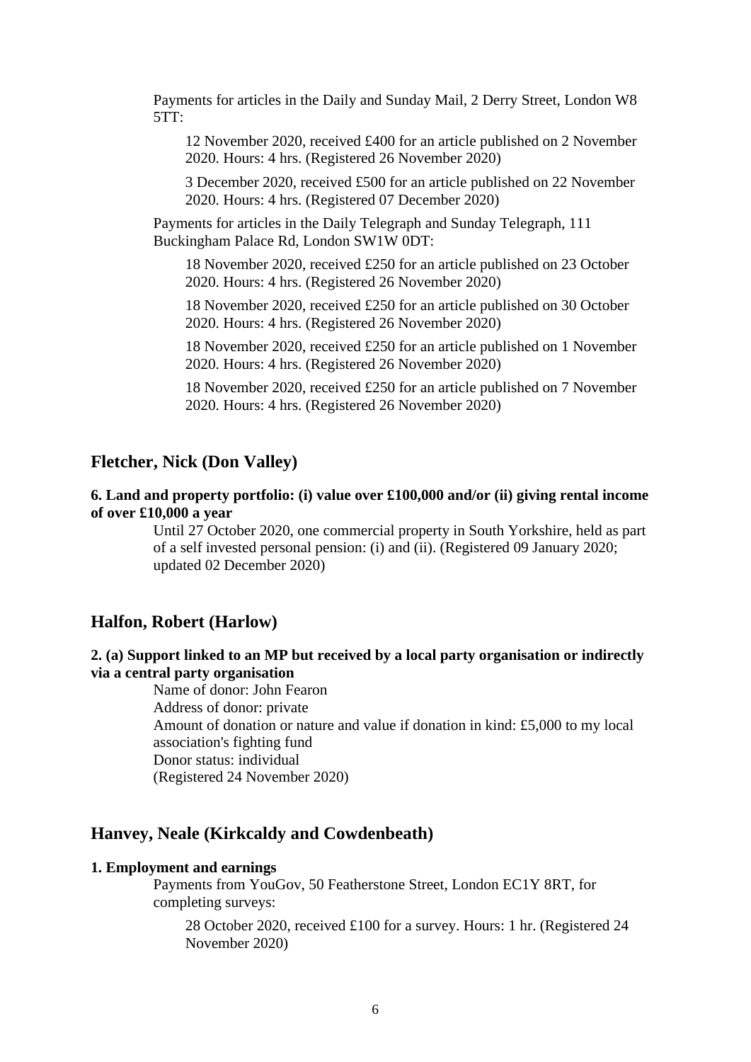Payments for articles in the Daily and Sunday Mail, 2 Derry Street, London W8 5TT:

12 November 2020, received £400 for an article published on 2 November 2020. Hours: 4 hrs. (Registered 26 November 2020)

3 December 2020, received £500 for an article published on 22 November 2020. Hours: 4 hrs. (Registered 07 December 2020)

Payments for articles in the Daily Telegraph and Sunday Telegraph, 111 Buckingham Palace Rd, London SW1W 0DT:

18 November 2020, received £250 for an article published on 23 October 2020. Hours: 4 hrs. (Registered 26 November 2020)

18 November 2020, received £250 for an article published on 30 October 2020. Hours: 4 hrs. (Registered 26 November 2020)

18 November 2020, received £250 for an article published on 1 November 2020. Hours: 4 hrs. (Registered 26 November 2020)

18 November 2020, received £250 for an article published on 7 November 2020. Hours: 4 hrs. (Registered 26 November 2020)

## Fletcher, Nick (Don Valley)

**6. Land and property portfolio: (i) value over £100,000 and/or (ii) giving rental income of over £10,000 a year**

Until 27 October 2020, one commercial property in South Yorkshire, held as part of a self invested personal pension: (i) and (ii). (Registered 09 January 2020; updated 02 December 2020)

## Halfon, Robert (Harlow)

**2. (a) Support linked to an MP but received by a local party organisation or indirectly via a central party organisation**

Name of donor: John Fearon
Address of donor: private
Amount of donation or nature and value if donation in kind: £5,000 to my local association's fighting fund
Donor status: individual
(Registered 24 November 2020)

## Hanvey, Neale (Kirkcaldy and Cowdenbeath)

**1. Employment and earnings**

Payments from YouGov, 50 Featherstone Street, London EC1Y 8RT, for completing surveys:

28 October 2020, received £100 for a survey. Hours: 1 hr. (Registered 24 November 2020)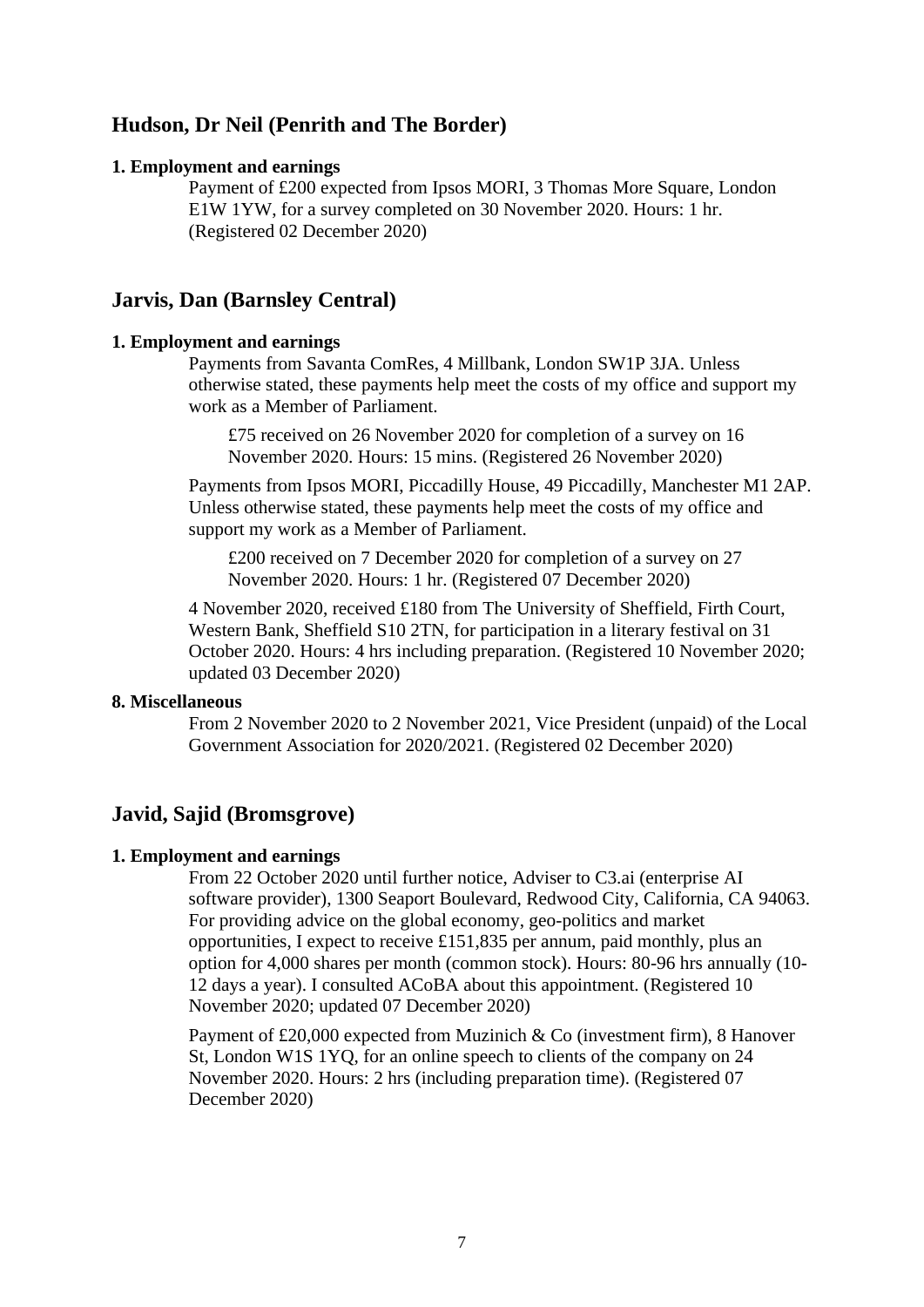## Hudson, Dr Neil (Penrith and The Border)

**1. Employment and earnings**

Payment of £200 expected from Ipsos MORI, 3 Thomas More Square, London E1W 1YW, for a survey completed on 30 November 2020. Hours: 1 hr. (Registered 02 December 2020)

## Jarvis, Dan (Barnsley Central)

**1. Employment and earnings**

Payments from Savanta ComRes, 4 Millbank, London SW1P 3JA. Unless otherwise stated, these payments help meet the costs of my office and support my work as a Member of Parliament.

> £75 received on 26 November 2020 for completion of a survey on 16 November 2020. Hours: 15 mins. (Registered 26 November 2020)

Payments from Ipsos MORI, Piccadilly House, 49 Piccadilly, Manchester M1 2AP. Unless otherwise stated, these payments help meet the costs of my office and support my work as a Member of Parliament.

> £200 received on 7 December 2020 for completion of a survey on 27 November 2020. Hours: 1 hr. (Registered 07 December 2020)

4 November 2020, received £180 from The University of Sheffield, Firth Court, Western Bank, Sheffield S10 2TN, for participation in a literary festival on 31 October 2020. Hours: 4 hrs including preparation. (Registered 10 November 2020; updated 03 December 2020)

**8. Miscellaneous**

From 2 November 2020 to 2 November 2021, Vice President (unpaid) of the Local Government Association for 2020/2021. (Registered 02 December 2020)

## Javid, Sajid (Bromsgrove)

**1. Employment and earnings**

From 22 October 2020 until further notice, Adviser to C3.ai (enterprise AI software provider), 1300 Seaport Boulevard, Redwood City, California, CA 94063. For providing advice on the global economy, geo-politics and market opportunities, I expect to receive £151,835 per annum, paid monthly, plus an option for 4,000 shares per month (common stock). Hours: 80-96 hrs annually (10-12 days a year). I consulted ACoBA about this appointment. (Registered 10 November 2020; updated 07 December 2020)

Payment of £20,000 expected from Muzinich & Co (investment firm), 8 Hanover St, London W1S 1YQ, for an online speech to clients of the company on 24 November 2020. Hours: 2 hrs (including preparation time). (Registered 07 December 2020)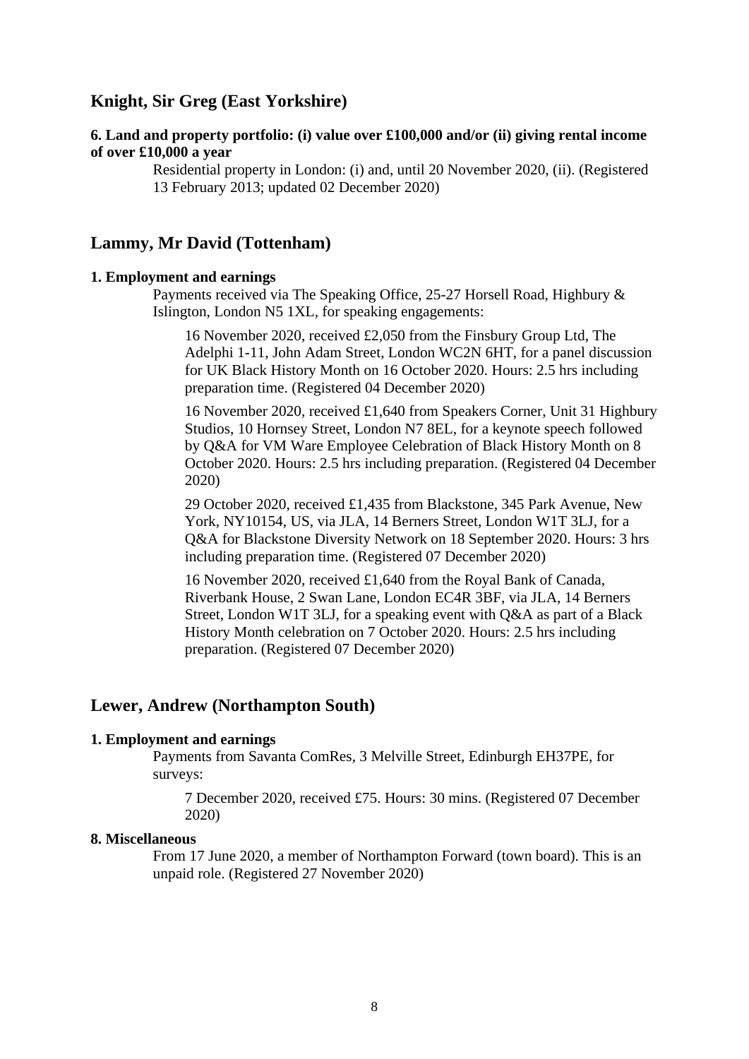## Knight, Sir Greg (East Yorkshire)

**6. Land and property portfolio: (i) value over £100,000 and/or (ii) giving rental income of over £10,000 a year**

Residential property in London: (i) and, until 20 November 2020, (ii). (Registered 13 February 2013; updated 02 December 2020)

## Lammy, Mr David (Tottenham)

**1. Employment and earnings**

Payments received via The Speaking Office, 25-27 Horsell Road, Highbury & Islington, London N5 1XL, for speaking engagements:

16 November 2020, received £2,050 from the Finsbury Group Ltd, The Adelphi 1-11, John Adam Street, London WC2N 6HT, for a panel discussion for UK Black History Month on 16 October 2020. Hours: 2.5 hrs including preparation time. (Registered 04 December 2020)

16 November 2020, received £1,640 from Speakers Corner, Unit 31 Highbury Studios, 10 Hornsey Street, London N7 8EL, for a keynote speech followed by Q&A for VM Ware Employee Celebration of Black History Month on 8 October 2020. Hours: 2.5 hrs including preparation. (Registered 04 December 2020)

29 October 2020, received £1,435 from Blackstone, 345 Park Avenue, New York, NY10154, US, via JLA, 14 Berners Street, London W1T 3LJ, for a Q&A for Blackstone Diversity Network on 18 September 2020. Hours: 3 hrs including preparation time. (Registered 07 December 2020)

16 November 2020, received £1,640 from the Royal Bank of Canada, Riverbank House, 2 Swan Lane, London EC4R 3BF, via JLA, 14 Berners Street, London W1T 3LJ, for a speaking event with Q&A as part of a Black History Month celebration on 7 October 2020. Hours: 2.5 hrs including preparation. (Registered 07 December 2020)

## Lewer, Andrew (Northampton South)

**1. Employment and earnings**

Payments from Savanta ComRes, 3 Melville Street, Edinburgh EH37PE, for surveys:

7 December 2020, received £75. Hours: 30 mins. (Registered 07 December 2020)

**8. Miscellaneous**

From 17 June 2020, a member of Northampton Forward (town board). This is an unpaid role. (Registered 27 November 2020)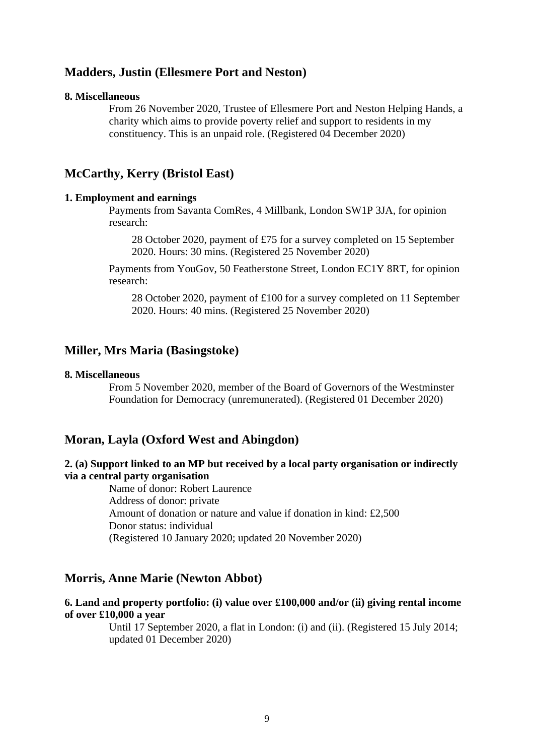## Madders, Justin (Ellesmere Port and Neston)

**8. Miscellaneous**

From 26 November 2020, Trustee of Ellesmere Port and Neston Helping Hands, a charity which aims to provide poverty relief and support to residents in my constituency. This is an unpaid role. (Registered 04 December 2020)

## McCarthy, Kerry (Bristol East)

**1. Employment and earnings**

Payments from Savanta ComRes, 4 Millbank, London SW1P 3JA, for opinion research:

28 October 2020, payment of £75 for a survey completed on 15 September 2020. Hours: 30 mins. (Registered 25 November 2020)

Payments from YouGov, 50 Featherstone Street, London EC1Y 8RT, for opinion research:

28 October 2020, payment of £100 for a survey completed on 11 September 2020. Hours: 40 mins. (Registered 25 November 2020)

## Miller, Mrs Maria (Basingstoke)

**8. Miscellaneous**

From 5 November 2020, member of the Board of Governors of the Westminster Foundation for Democracy (unremunerated). (Registered 01 December 2020)

## Moran, Layla (Oxford West and Abingdon)

**2. (a) Support linked to an MP but received by a local party organisation or indirectly via a central party organisation**

Name of donor: Robert Laurence
Address of donor: private
Amount of donation or nature and value if donation in kind: £2,500
Donor status: individual
(Registered 10 January 2020; updated 20 November 2020)

## Morris, Anne Marie (Newton Abbot)

**6. Land and property portfolio: (i) value over £100,000 and/or (ii) giving rental income of over £10,000 a year**

Until 17 September 2020, a flat in London: (i) and (ii). (Registered 15 July 2014; updated 01 December 2020)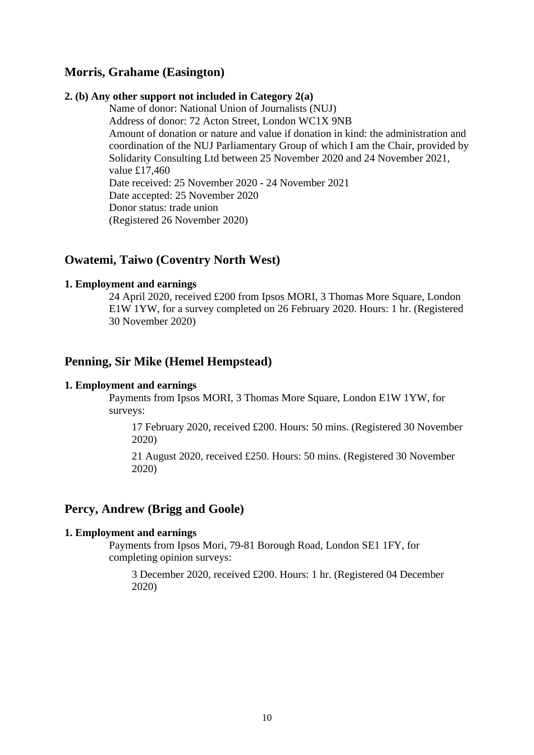## Morris, Grahame (Easington)

**2. (b) Any other support not included in Category 2(a)**

Name of donor: National Union of Journalists (NUJ)
Address of donor: 72 Acton Street, London WC1X 9NB
Amount of donation or nature and value if donation in kind: the administration and coordination of the NUJ Parliamentary Group of which I am the Chair, provided by Solidarity Consulting Ltd between 25 November 2020 and 24 November 2021, value £17,460
Date received: 25 November 2020 - 24 November 2021
Date accepted: 25 November 2020
Donor status: trade union
(Registered 26 November 2020)

## Owatemi, Taiwo (Coventry North West)

**1. Employment and earnings**

24 April 2020, received £200 from Ipsos MORI, 3 Thomas More Square, London E1W 1YW, for a survey completed on 26 February 2020. Hours: 1 hr. (Registered 30 November 2020)

## Penning, Sir Mike (Hemel Hempstead)

**1. Employment and earnings**

Payments from Ipsos MORI, 3 Thomas More Square, London E1W 1YW, for surveys:

17 February 2020, received £200. Hours: 50 mins. (Registered 30 November 2020)

21 August 2020, received £250. Hours: 50 mins. (Registered 30 November 2020)

## Percy, Andrew (Brigg and Goole)

**1. Employment and earnings**

Payments from Ipsos Mori, 79-81 Borough Road, London SE1 1FY, for completing opinion surveys:

3 December 2020, received £200. Hours: 1 hr. (Registered 04 December 2020)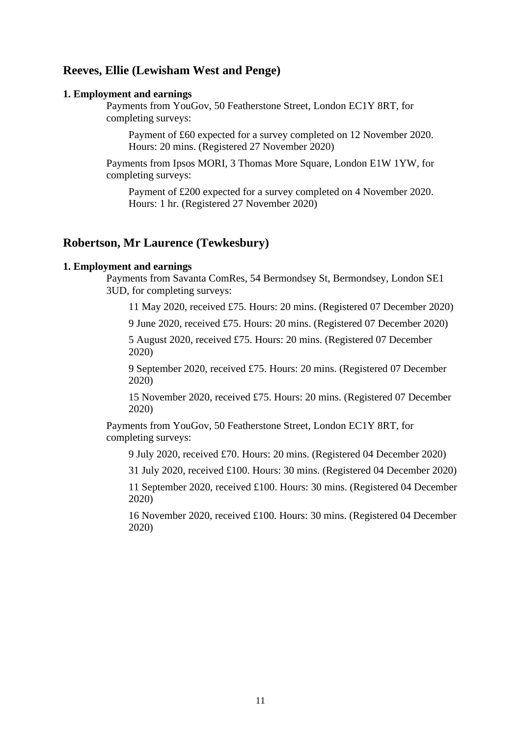## Reeves, Ellie (Lewisham West and Penge)

**1. Employment and earnings**

Payments from YouGov, 50 Featherstone Street, London EC1Y 8RT, for completing surveys:

> Payment of £60 expected for a survey completed on 12 November 2020. Hours: 20 mins. (Registered 27 November 2020)

Payments from Ipsos MORI, 3 Thomas More Square, London E1W 1YW, for completing surveys:

> Payment of £200 expected for a survey completed on 4 November 2020. Hours: 1 hr. (Registered 27 November 2020)

## Robertson, Mr Laurence (Tewkesbury)

**1. Employment and earnings**

Payments from Savanta ComRes, 54 Bermondsey St, Bermondsey, London SE1 3UD, for completing surveys:

> 11 May 2020, received £75. Hours: 20 mins. (Registered 07 December 2020)
>
> 9 June 2020, received £75. Hours: 20 mins. (Registered 07 December 2020)
>
> 5 August 2020, received £75. Hours: 20 mins. (Registered 07 December 2020)
>
> 9 September 2020, received £75. Hours: 20 mins. (Registered 07 December 2020)
>
> 15 November 2020, received £75. Hours: 20 mins. (Registered 07 December 2020)

Payments from YouGov, 50 Featherstone Street, London EC1Y 8RT, for completing surveys:

> 9 July 2020, received £70. Hours: 20 mins. (Registered 04 December 2020)
>
> 31 July 2020, received £100. Hours: 30 mins. (Registered 04 December 2020)
>
> 11 September 2020, received £100. Hours: 30 mins. (Registered 04 December 2020)
>
> 16 November 2020, received £100. Hours: 30 mins. (Registered 04 December 2020)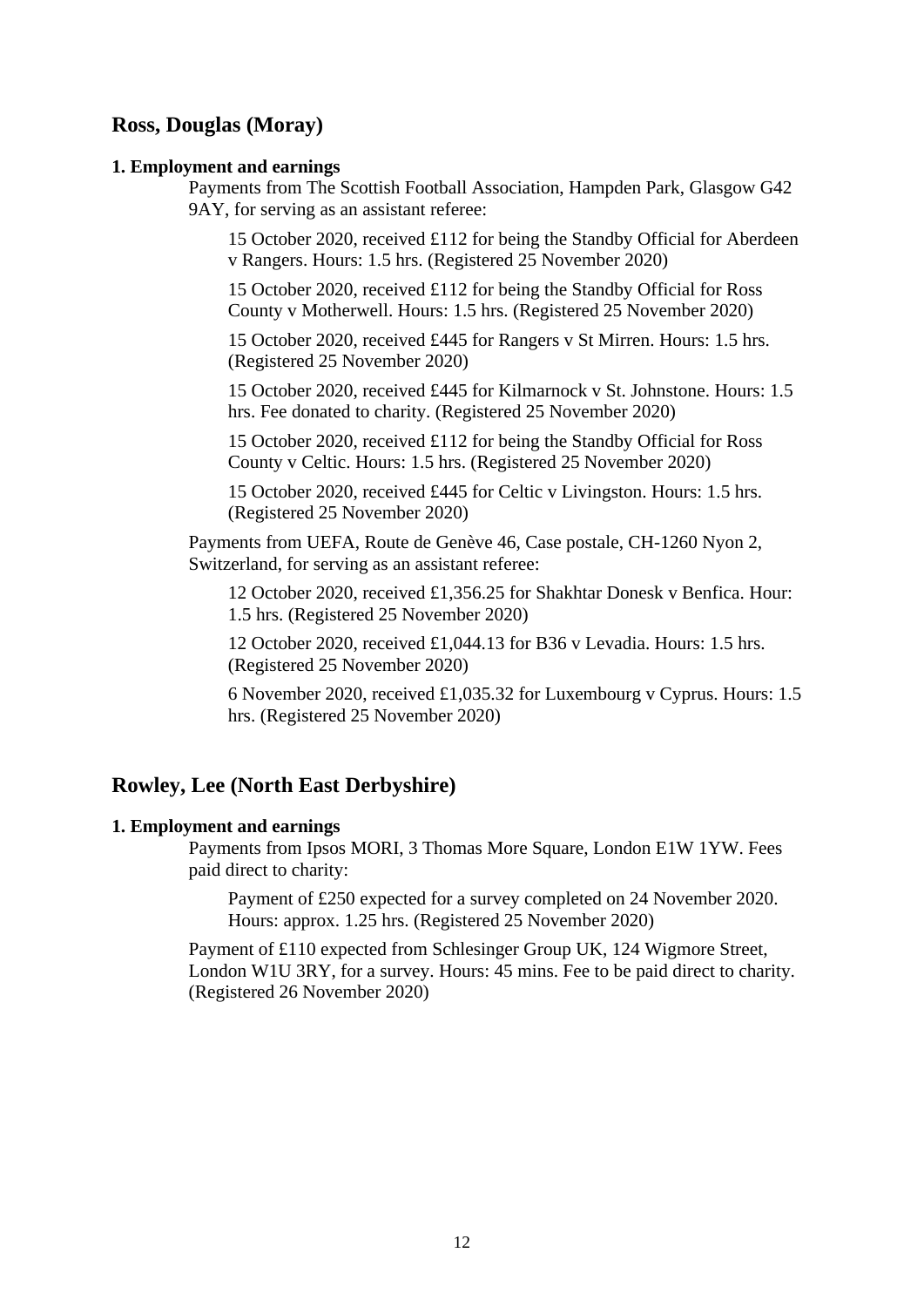## Ross, Douglas (Moray)

**1. Employment and earnings**

Payments from The Scottish Football Association, Hampden Park, Glasgow G42 9AY, for serving as an assistant referee:

15 October 2020, received £112 for being the Standby Official for Aberdeen v Rangers. Hours: 1.5 hrs. (Registered 25 November 2020)

15 October 2020, received £112 for being the Standby Official for Ross County v Motherwell. Hours: 1.5 hrs. (Registered 25 November 2020)

15 October 2020, received £445 for Rangers v St Mirren. Hours: 1.5 hrs. (Registered 25 November 2020)

15 October 2020, received £445 for Kilmarnock v St. Johnstone. Hours: 1.5 hrs. Fee donated to charity. (Registered 25 November 2020)

15 October 2020, received £112 for being the Standby Official for Ross County v Celtic. Hours: 1.5 hrs. (Registered 25 November 2020)

15 October 2020, received £445 for Celtic v Livingston. Hours: 1.5 hrs. (Registered 25 November 2020)

Payments from UEFA, Route de Genève 46, Case postale, CH-1260 Nyon 2, Switzerland, for serving as an assistant referee:

12 October 2020, received £1,356.25 for Shakhtar Donesk v Benfica. Hour: 1.5 hrs. (Registered 25 November 2020)

12 October 2020, received £1,044.13 for B36 v Levadia. Hours: 1.5 hrs. (Registered 25 November 2020)

6 November 2020, received £1,035.32 for Luxembourg v Cyprus. Hours: 1.5 hrs. (Registered 25 November 2020)

## Rowley, Lee (North East Derbyshire)

**1. Employment and earnings**

Payments from Ipsos MORI, 3 Thomas More Square, London E1W 1YW. Fees paid direct to charity:

Payment of £250 expected for a survey completed on 24 November 2020. Hours: approx. 1.25 hrs. (Registered 25 November 2020)

Payment of £110 expected from Schlesinger Group UK, 124 Wigmore Street, London W1U 3RY, for a survey. Hours: 45 mins. Fee to be paid direct to charity. (Registered 26 November 2020)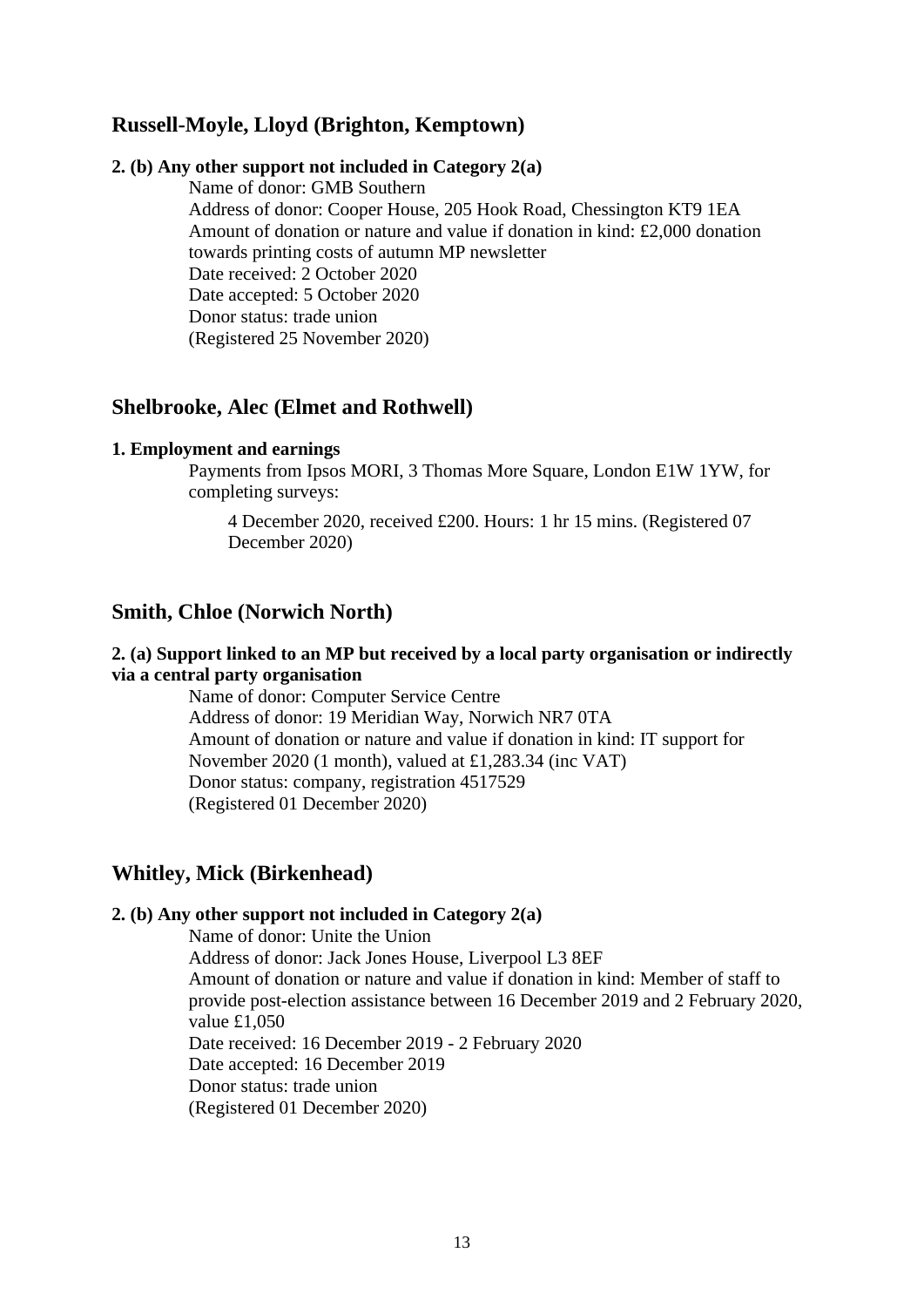## Russell-Moyle, Lloyd (Brighton, Kemptown)

**2. (b) Any other support not included in Category 2(a)**

Name of donor: GMB Southern
Address of donor: Cooper House, 205 Hook Road, Chessington KT9 1EA
Amount of donation or nature and value if donation in kind: £2,000 donation towards printing costs of autumn MP newsletter
Date received: 2 October 2020
Date accepted: 5 October 2020
Donor status: trade union
(Registered 25 November 2020)

## Shelbrooke, Alec (Elmet and Rothwell)

**1. Employment and earnings**

Payments from Ipsos MORI, 3 Thomas More Square, London E1W 1YW, for completing surveys:

4 December 2020, received £200. Hours: 1 hr 15 mins. (Registered 07 December 2020)

## Smith, Chloe (Norwich North)

**2. (a) Support linked to an MP but received by a local party organisation or indirectly via a central party organisation**

Name of donor: Computer Service Centre
Address of donor: 19 Meridian Way, Norwich NR7 0TA
Amount of donation or nature and value if donation in kind: IT support for November 2020 (1 month), valued at £1,283.34 (inc VAT)
Donor status: company, registration 4517529
(Registered 01 December 2020)

## Whitley, Mick (Birkenhead)

**2. (b) Any other support not included in Category 2(a)**

Name of donor: Unite the Union
Address of donor: Jack Jones House, Liverpool L3 8EF
Amount of donation or nature and value if donation in kind: Member of staff to provide post-election assistance between 16 December 2019 and 2 February 2020, value £1,050
Date received: 16 December 2019 - 2 February 2020
Date accepted: 16 December 2019
Donor status: trade union
(Registered 01 December 2020)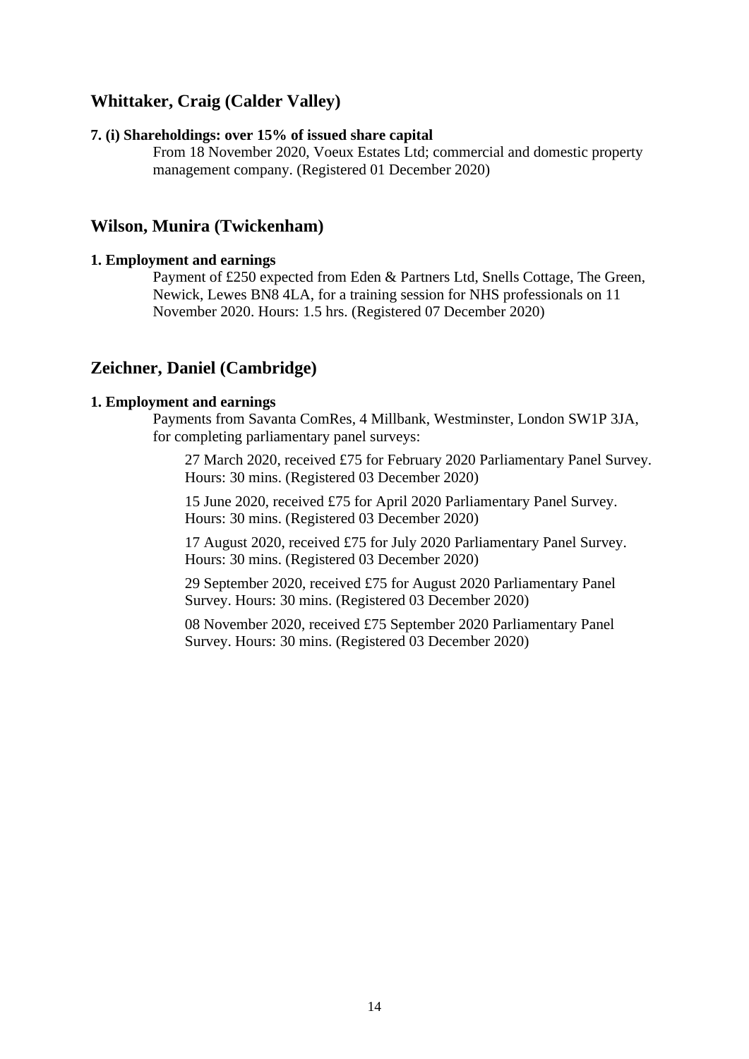## Whittaker, Craig (Calder Valley)

**7. (i) Shareholdings: over 15% of issued share capital**

From 18 November 2020, Voeux Estates Ltd; commercial and domestic property management company. (Registered 01 December 2020)

## Wilson, Munira (Twickenham)

**1. Employment and earnings**

Payment of £250 expected from Eden & Partners Ltd, Snells Cottage, The Green, Newick, Lewes BN8 4LA, for a training session for NHS professionals on 11 November 2020. Hours: 1.5 hrs. (Registered 07 December 2020)

## Zeichner, Daniel (Cambridge)

**1. Employment and earnings**

Payments from Savanta ComRes, 4 Millbank, Westminster, London SW1P 3JA, for completing parliamentary panel surveys:

27 March 2020, received £75 for February 2020 Parliamentary Panel Survey. Hours: 30 mins. (Registered 03 December 2020)

15 June 2020, received £75 for April 2020 Parliamentary Panel Survey. Hours: 30 mins. (Registered 03 December 2020)

17 August 2020, received £75 for July 2020 Parliamentary Panel Survey. Hours: 30 mins. (Registered 03 December 2020)

29 September 2020, received £75 for August 2020 Parliamentary Panel Survey. Hours: 30 mins. (Registered 03 December 2020)

08 November 2020, received £75 September 2020 Parliamentary Panel Survey. Hours: 30 mins. (Registered 03 December 2020)